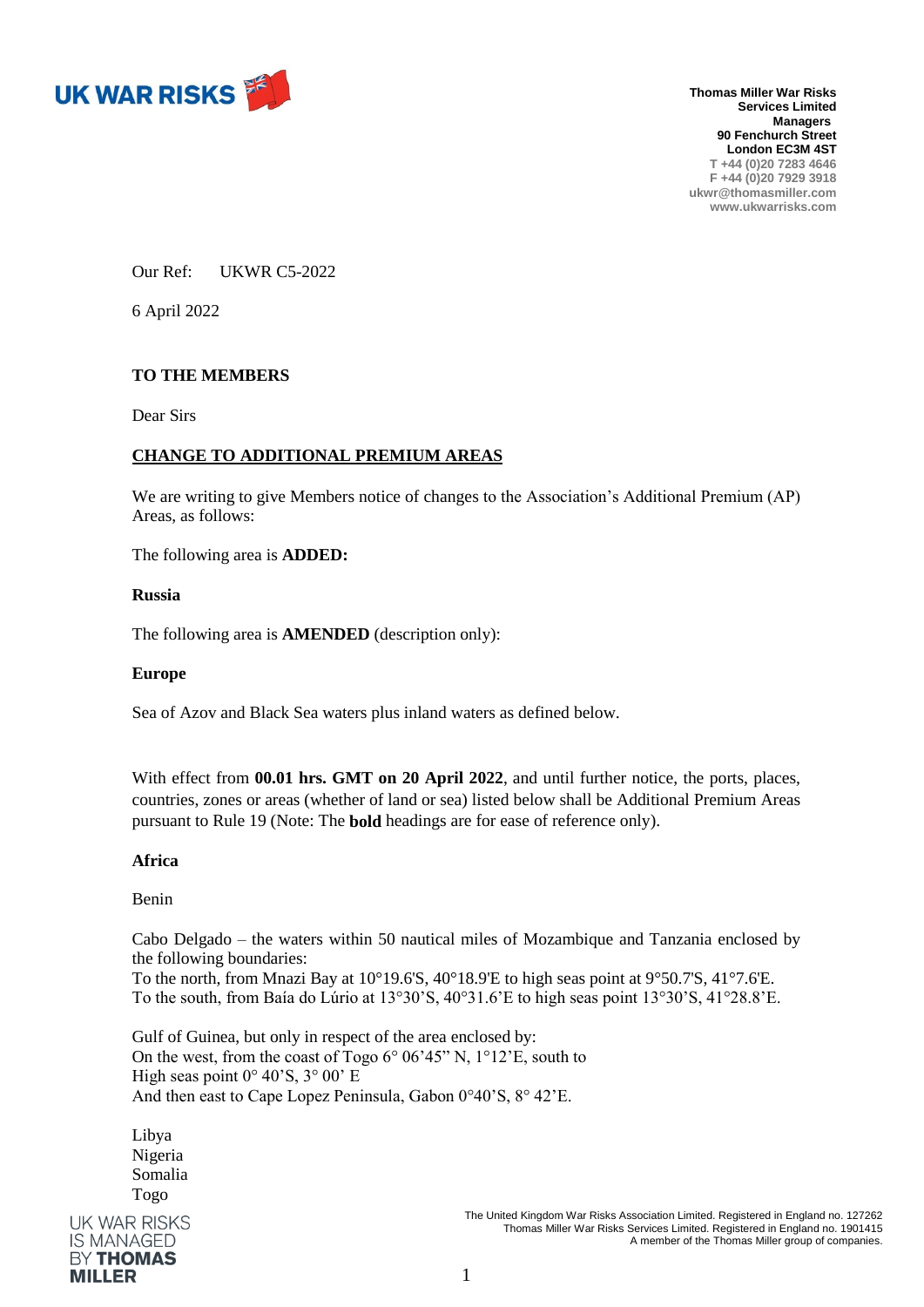UK WAR RISKS

**Thomas Miller War Risks Services Limited**
**Managers**
**90 Fenchurch Street**
**London EC3M 4ST**
T +44 (0)20 7283 4646
F +44 (0)20 7929 3918
ukwr@thomasmiller.com
www.ukwarrisks.com

Our Ref: UKWR C5-2022

6 April 2022

**TO THE MEMBERS**

Dear Sirs

**CHANGE TO ADDITIONAL PREMIUM AREAS**

We are writing to give Members notice of changes to the Association's Additional Premium (AP) Areas, as follows:

The following area is **ADDED:**

**Russia**

The following area is **AMENDED** (description only):

**Europe**

Sea of Azov and Black Sea waters plus inland waters as defined below.

With effect from **00.01 hrs. GMT on 20 April 2022**, and until further notice, the ports, places, countries, zones or areas (whether of land or sea) listed below shall be Additional Premium Areas pursuant to Rule 19 (Note: The **bold** headings are for ease of reference only).

**Africa**

Benin

Cabo Delgado – the waters within 50 nautical miles of Mozambique and Tanzania enclosed by the following boundaries:
To the north, from Mnazi Bay at 10°19.6'S, 40°18.9'E to high seas point at 9°50.7'S, 41°7.6'E.
To the south, from Baía do Lúrio at 13°30'S, 40°31.6'E to high seas point 13°30'S, 41°28.8'E.

Gulf of Guinea, but only in respect of the area enclosed by:
On the west, from the coast of Togo 6° 06'45" N, 1°12'E, south to
High seas point 0° 40'S, 3° 00' E
And then east to Cape Lopez Peninsula, Gabon 0°40'S, 8° 42'E.

Libya
Nigeria
Somalia
Togo

UK WAR RISKS IS MANAGED BY **THOMAS MILLER**

The United Kingdom War Risks Association Limited. Registered in England no. 127262
Thomas Miller War Risks Services Limited. Registered in England no. 1901415
A member of the Thomas Miller group of companies.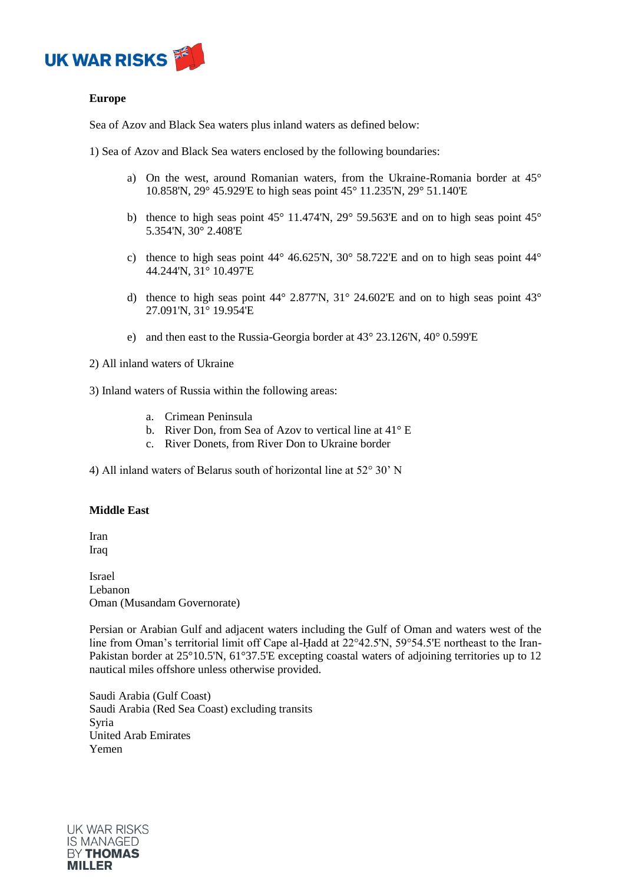**Europe**

Sea of Azov and Black Sea waters plus inland waters as defined below:

1) Sea of Azov and Black Sea waters enclosed by the following boundaries:

a) On the west, around Romanian waters, from the Ukraine-Romania border at 45° 10.858'N, 29° 45.929'E to high seas point 45° 11.235'N, 29° 51.140'E

b) thence to high seas point 45° 11.474'N, 29° 59.563'E and on to high seas point 45° 5.354'N, 30° 2.408'E

c) thence to high seas point 44° 46.625'N, 30° 58.722'E and on to high seas point 44° 44.244'N, 31° 10.497'E

d) thence to high seas point 44° 2.877'N, 31° 24.602'E and on to high seas point 43° 27.091'N, 31° 19.954'E

e) and then east to the Russia-Georgia border at 43° 23.126'N, 40° 0.599'E

2) All inland waters of Ukraine

3) Inland waters of Russia within the following areas:

a. Crimean Peninsula
b. River Don, from Sea of Azov to vertical line at 41° E
c. River Donets, from River Don to Ukraine border

4) All inland waters of Belarus south of horizontal line at 52° 30' N

**Middle East**

Iran
Iraq

Israel
Lebanon
Oman (Musandam Governorate)

Persian or Arabian Gulf and adjacent waters including the Gulf of Oman and waters west of the line from Oman's territorial limit off Cape al-Ḥadd at 22°42.5'N, 59°54.5'E northeast to the Iran-Pakistan border at 25°10.5'N, 61°37.5'E excepting coastal waters of adjoining territories up to 12 nautical miles offshore unless otherwise provided.

Saudi Arabia (Gulf Coast)
Saudi Arabia (Red Sea Coast) excluding transits
Syria
United Arab Emirates
Yemen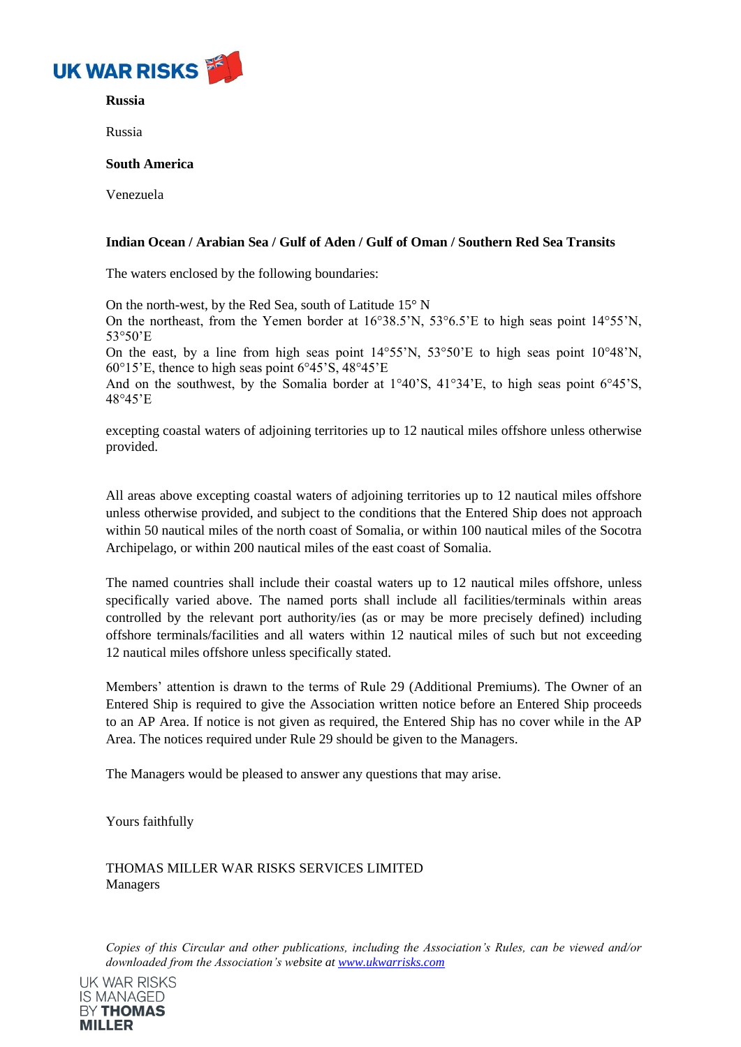**Russia**

Russia

**South America**

Venezuela

**Indian Ocean / Arabian Sea / Gulf of Aden / Gulf of Oman / Southern Red Sea Transits**

The waters enclosed by the following boundaries:

On the north-west, by the Red Sea, south of Latitude 15° N
On the northeast, from the Yemen border at 16°38.5'N, 53°6.5'E to high seas point 14°55'N, 53°50'E
On the east, by a line from high seas point 14°55'N, 53°50'E to high seas point 10°48'N, 60°15'E, thence to high seas point 6°45'S, 48°45'E
And on the southwest, by the Somalia border at 1°40'S, 41°34'E, to high seas point 6°45'S, 48°45'E

excepting coastal waters of adjoining territories up to 12 nautical miles offshore unless otherwise provided.

All areas above excepting coastal waters of adjoining territories up to 12 nautical miles offshore unless otherwise provided, and subject to the conditions that the Entered Ship does not approach within 50 nautical miles of the north coast of Somalia, or within 100 nautical miles of the Socotra Archipelago, or within 200 nautical miles of the east coast of Somalia.

The named countries shall include their coastal waters up to 12 nautical miles offshore, unless specifically varied above. The named ports shall include all facilities/terminals within areas controlled by the relevant port authority/ies (as or may be more precisely defined) including offshore terminals/facilities and all waters within 12 nautical miles of such but not exceeding 12 nautical miles offshore unless specifically stated.

Members' attention is drawn to the terms of Rule 29 (Additional Premiums). The Owner of an Entered Ship is required to give the Association written notice before an Entered Ship proceeds to an AP Area. If notice is not given as required, the Entered Ship has no cover while in the AP Area. The notices required under Rule 29 should be given to the Managers.

The Managers would be pleased to answer any questions that may arise.

Yours faithfully

THOMAS MILLER WAR RISKS SERVICES LIMITED
Managers

*Copies of this Circular and other publications, including the Association's Rules, can be viewed and/or downloaded from the Association's website at [www.ukwarrisks.com](http://www.ukwarrisks.com)*